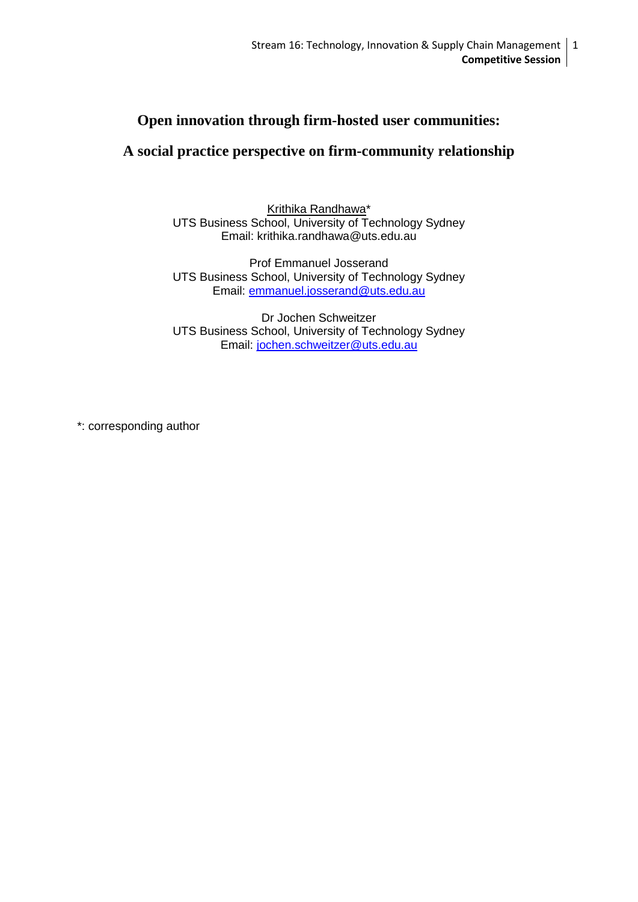# Open innovation through firm-hosted user communities:

# A social practice perspective on firm-community relationship

Krithika Randhawa*
UTS Business School, University of Technology Sydney
Email: krithika.randhawa@uts.edu.au

Prof Emmanuel Josserand
UTS Business School, University of Technology Sydney
Email: emmanuel.josserand@uts.edu.au

Dr Jochen Schweitzer
UTS Business School, University of Technology Sydney
Email: jochen.schweitzer@uts.edu.au

*: corresponding author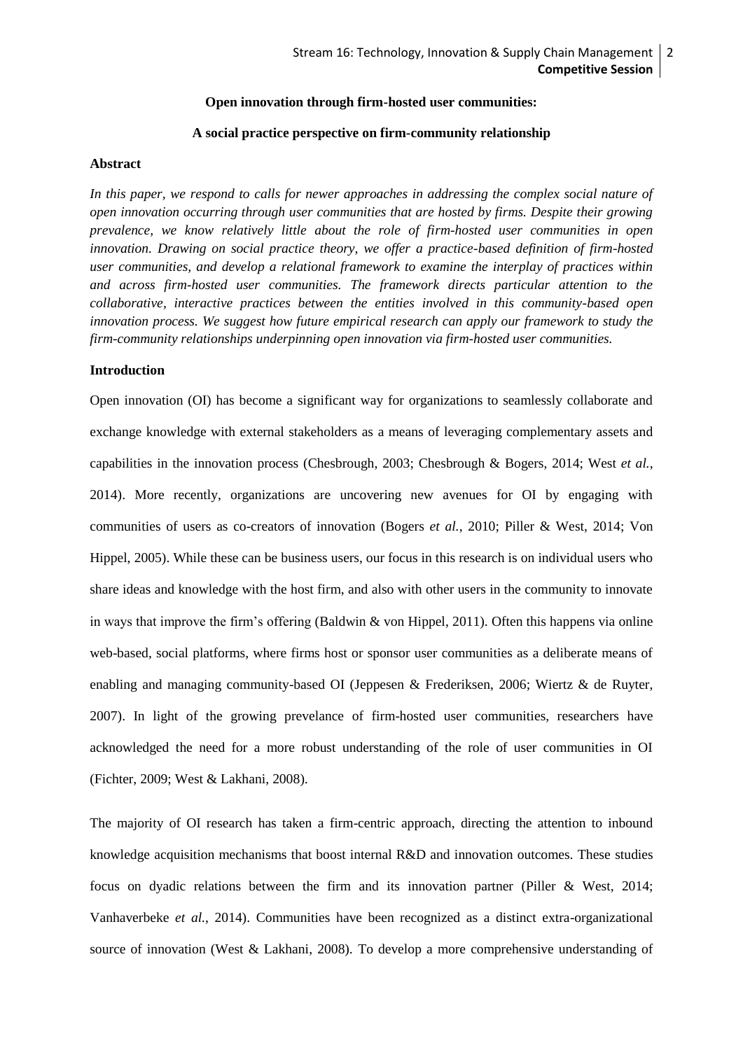**Open innovation through firm-hosted user communities:**

**A social practice perspective on firm-community relationship**

## Abstract

*In this paper, we respond to calls for newer approaches in addressing the complex social nature of open innovation occurring through user communities that are hosted by firms. Despite their growing prevalence, we know relatively little about the role of firm-hosted user communities in open innovation. Drawing on social practice theory, we offer a practice-based definition of firm-hosted user communities, and develop a relational framework to examine the interplay of practices within and across firm-hosted user communities. The framework directs particular attention to the collaborative, interactive practices between the entities involved in this community-based open innovation process. We suggest how future empirical research can apply our framework to study the firm-community relationships underpinning open innovation via firm-hosted user communities.*

## Introduction

Open innovation (OI) has become a significant way for organizations to seamlessly collaborate and exchange knowledge with external stakeholders as a means of leveraging complementary assets and capabilities in the innovation process (Chesbrough, 2003; Chesbrough & Bogers, 2014; West *et al.*, 2014). More recently, organizations are uncovering new avenues for OI by engaging with communities of users as co-creators of innovation (Bogers *et al.*, 2010; Piller & West, 2014; Von Hippel, 2005). While these can be business users, our focus in this research is on individual users who share ideas and knowledge with the host firm, and also with other users in the community to innovate in ways that improve the firm's offering (Baldwin & von Hippel, 2011). Often this happens via online web-based, social platforms, where firms host or sponsor user communities as a deliberate means of enabling and managing community-based OI (Jeppesen & Frederiksen, 2006; Wiertz & de Ruyter, 2007). In light of the growing prevelance of firm-hosted user communities, researchers have acknowledged the need for a more robust understanding of the role of user communities in OI (Fichter, 2009; West & Lakhani, 2008).

The majority of OI research has taken a firm-centric approach, directing the attention to inbound knowledge acquisition mechanisms that boost internal R&D and innovation outcomes. These studies focus on dyadic relations between the firm and its innovation partner (Piller & West, 2014; Vanhaverbeke *et al.*, 2014). Communities have been recognized as a distinct extra-organizational source of innovation (West & Lakhani, 2008). To develop a more comprehensive understanding of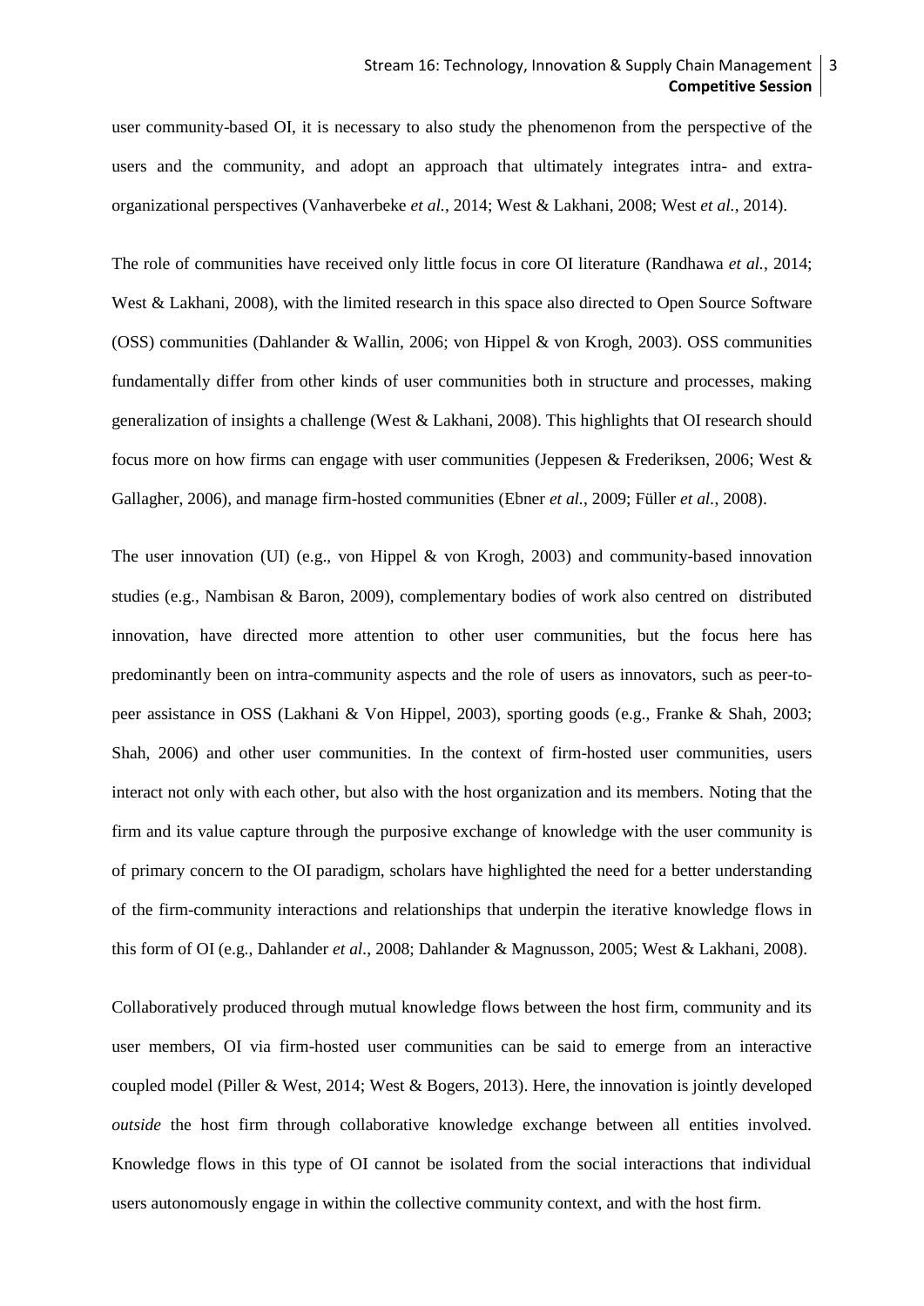user community-based OI, it is necessary to also study the phenomenon from the perspective of the users and the community, and adopt an approach that ultimately integrates intra- and extra-organizational perspectives (Vanhaverbeke *et al.*, 2014; West & Lakhani, 2008; West *et al.*, 2014).

The role of communities have received only little focus in core OI literature (Randhawa *et al.*, 2014; West & Lakhani, 2008), with the limited research in this space also directed to Open Source Software (OSS) communities (Dahlander & Wallin, 2006; von Hippel & von Krogh, 2003). OSS communities fundamentally differ from other kinds of user communities both in structure and processes, making generalization of insights a challenge (West & Lakhani, 2008). This highlights that OI research should focus more on how firms can engage with user communities (Jeppesen & Frederiksen, 2006; West & Gallagher, 2006), and manage firm-hosted communities (Ebner *et al.*, 2009; Füller *et al.*, 2008).

The user innovation (UI) (e.g., von Hippel & von Krogh, 2003) and community-based innovation studies (e.g., Nambisan & Baron, 2009), complementary bodies of work also centred on distributed innovation, have directed more attention to other user communities, but the focus here has predominantly been on intra-community aspects and the role of users as innovators, such as peer-to-peer assistance in OSS (Lakhani & Von Hippel, 2003), sporting goods (e.g., Franke & Shah, 2003; Shah, 2006) and other user communities. In the context of firm-hosted user communities, users interact not only with each other, but also with the host organization and its members. Noting that the firm and its value capture through the purposive exchange of knowledge with the user community is of primary concern to the OI paradigm, scholars have highlighted the need for a better understanding of the firm-community interactions and relationships that underpin the iterative knowledge flows in this form of OI (e.g., Dahlander *et al.*, 2008; Dahlander & Magnusson, 2005; West & Lakhani, 2008).

Collaboratively produced through mutual knowledge flows between the host firm, community and its user members, OI via firm-hosted user communities can be said to emerge from an interactive coupled model (Piller & West, 2014; West & Bogers, 2013). Here, the innovation is jointly developed *outside* the host firm through collaborative knowledge exchange between all entities involved. Knowledge flows in this type of OI cannot be isolated from the social interactions that individual users autonomously engage in within the collective community context, and with the host firm.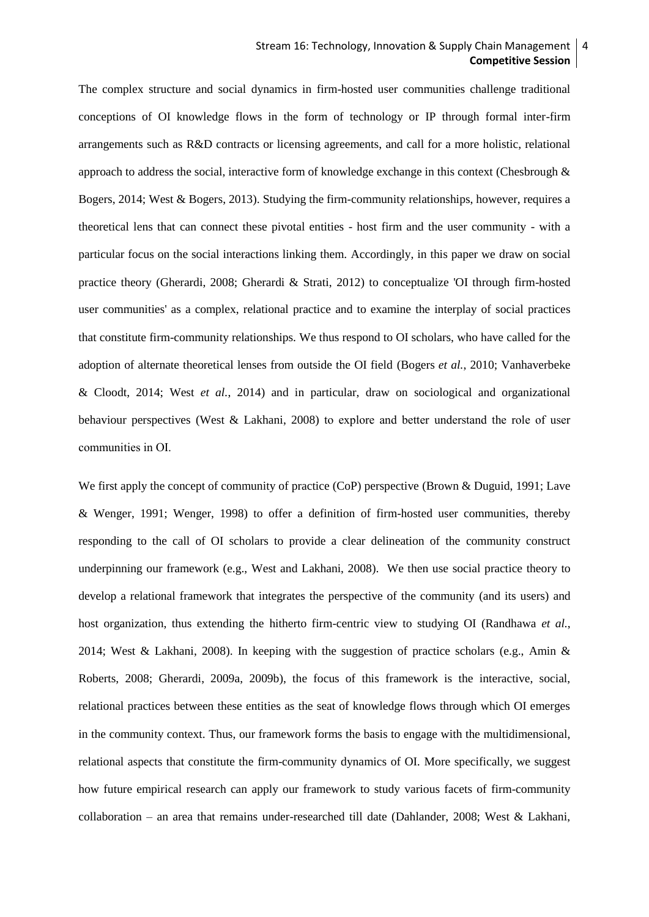The complex structure and social dynamics in firm-hosted user communities challenge traditional conceptions of OI knowledge flows in the form of technology or IP through formal inter-firm arrangements such as R&D contracts or licensing agreements, and call for a more holistic, relational approach to address the social, interactive form of knowledge exchange in this context (Chesbrough & Bogers, 2014; West & Bogers, 2013). Studying the firm-community relationships, however, requires a theoretical lens that can connect these pivotal entities - host firm and the user community - with a particular focus on the social interactions linking them. Accordingly, in this paper we draw on social practice theory (Gherardi, 2008; Gherardi & Strati, 2012) to conceptualize 'OI through firm-hosted user communities' as a complex, relational practice and to examine the interplay of social practices that constitute firm-community relationships. We thus respond to OI scholars, who have called for the adoption of alternate theoretical lenses from outside the OI field (Bogers *et al.*, 2010; Vanhaverbeke & Cloodt, 2014; West *et al.*, 2014) and in particular, draw on sociological and organizational behaviour perspectives (West & Lakhani, 2008) to explore and better understand the role of user communities in OI.

We first apply the concept of community of practice (CoP) perspective (Brown & Duguid, 1991; Lave & Wenger, 1991; Wenger, 1998) to offer a definition of firm-hosted user communities, thereby responding to the call of OI scholars to provide a clear delineation of the community construct underpinning our framework (e.g., West and Lakhani, 2008). We then use social practice theory to develop a relational framework that integrates the perspective of the community (and its users) and host organization, thus extending the hitherto firm-centric view to studying OI (Randhawa *et al.*, 2014; West & Lakhani, 2008). In keeping with the suggestion of practice scholars (e.g., Amin & Roberts, 2008; Gherardi, 2009a, 2009b), the focus of this framework is the interactive, social, relational practices between these entities as the seat of knowledge flows through which OI emerges in the community context. Thus, our framework forms the basis to engage with the multidimensional, relational aspects that constitute the firm-community dynamics of OI. More specifically, we suggest how future empirical research can apply our framework to study various facets of firm-community collaboration – an area that remains under-researched till date (Dahlander, 2008; West & Lakhani,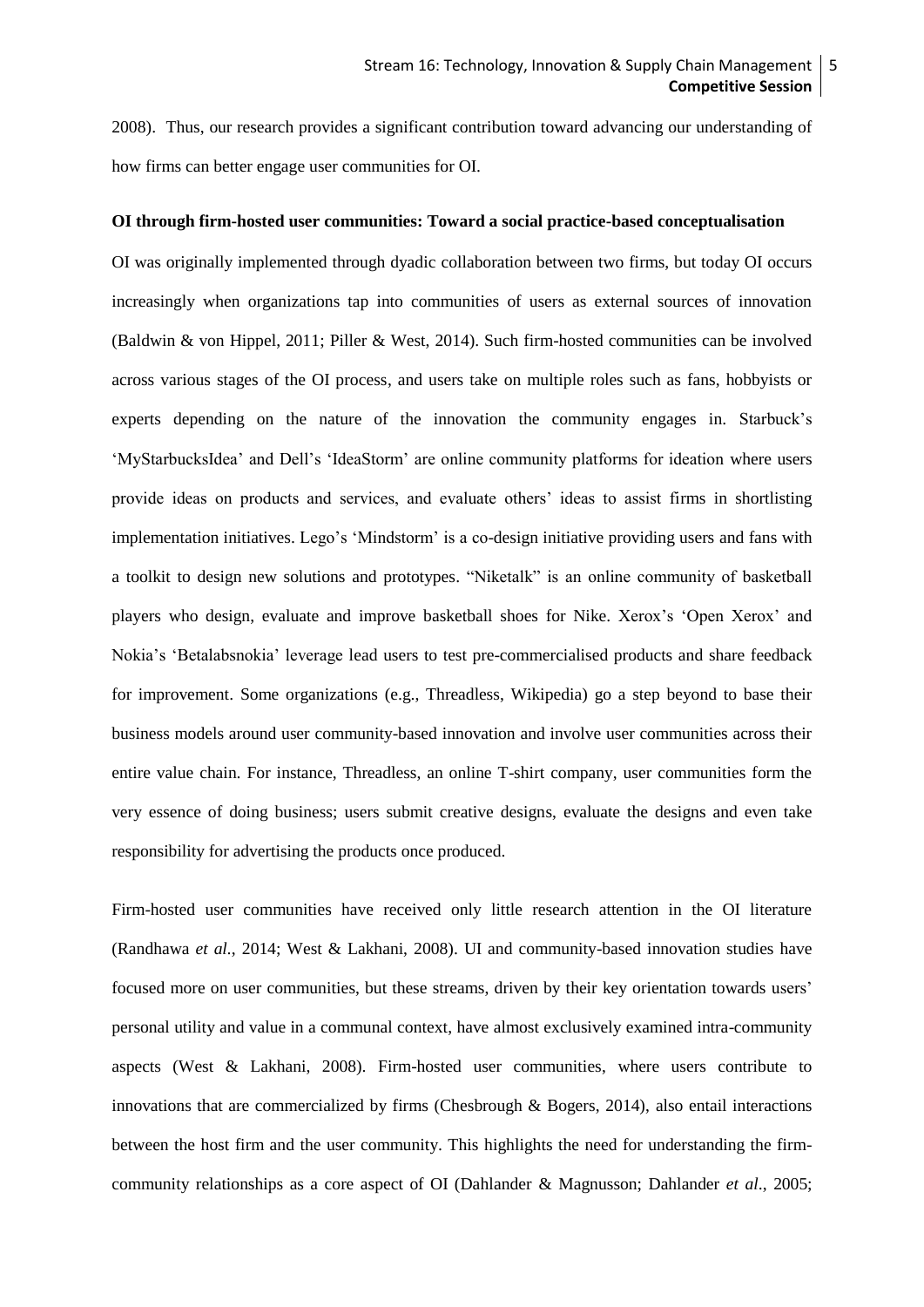2008). Thus, our research provides a significant contribution toward advancing our understanding of how firms can better engage user communities for OI.

**OI through firm-hosted user communities: Toward a social practice-based conceptualisation**

OI was originally implemented through dyadic collaboration between two firms, but today OI occurs increasingly when organizations tap into communities of users as external sources of innovation (Baldwin & von Hippel, 2011; Piller & West, 2014). Such firm-hosted communities can be involved across various stages of the OI process, and users take on multiple roles such as fans, hobbyists or experts depending on the nature of the innovation the community engages in. Starbuck's 'MyStarbucksIdea' and Dell's 'IdeaStorm' are online community platforms for ideation where users provide ideas on products and services, and evaluate others' ideas to assist firms in shortlisting implementation initiatives. Lego's 'Mindstorm' is a co-design initiative providing users and fans with a toolkit to design new solutions and prototypes. "Niketalk" is an online community of basketball players who design, evaluate and improve basketball shoes for Nike. Xerox's 'Open Xerox' and Nokia's 'Betalabsnokia' leverage lead users to test pre-commercialised products and share feedback for improvement. Some organizations (e.g., Threadless, Wikipedia) go a step beyond to base their business models around user community-based innovation and involve user communities across their entire value chain. For instance, Threadless, an online T-shirt company, user communities form the very essence of doing business; users submit creative designs, evaluate the designs and even take responsibility for advertising the products once produced.

Firm-hosted user communities have received only little research attention in the OI literature (Randhawa *et al.*, 2014; West & Lakhani, 2008). UI and community-based innovation studies have focused more on user communities, but these streams, driven by their key orientation towards users' personal utility and value in a communal context, have almost exclusively examined intra-community aspects (West & Lakhani, 2008). Firm-hosted user communities, where users contribute to innovations that are commercialized by firms (Chesbrough & Bogers, 2014), also entail interactions between the host firm and the user community. This highlights the need for understanding the firm-community relationships as a core aspect of OI (Dahlander & Magnusson; Dahlander *et al.*, 2005;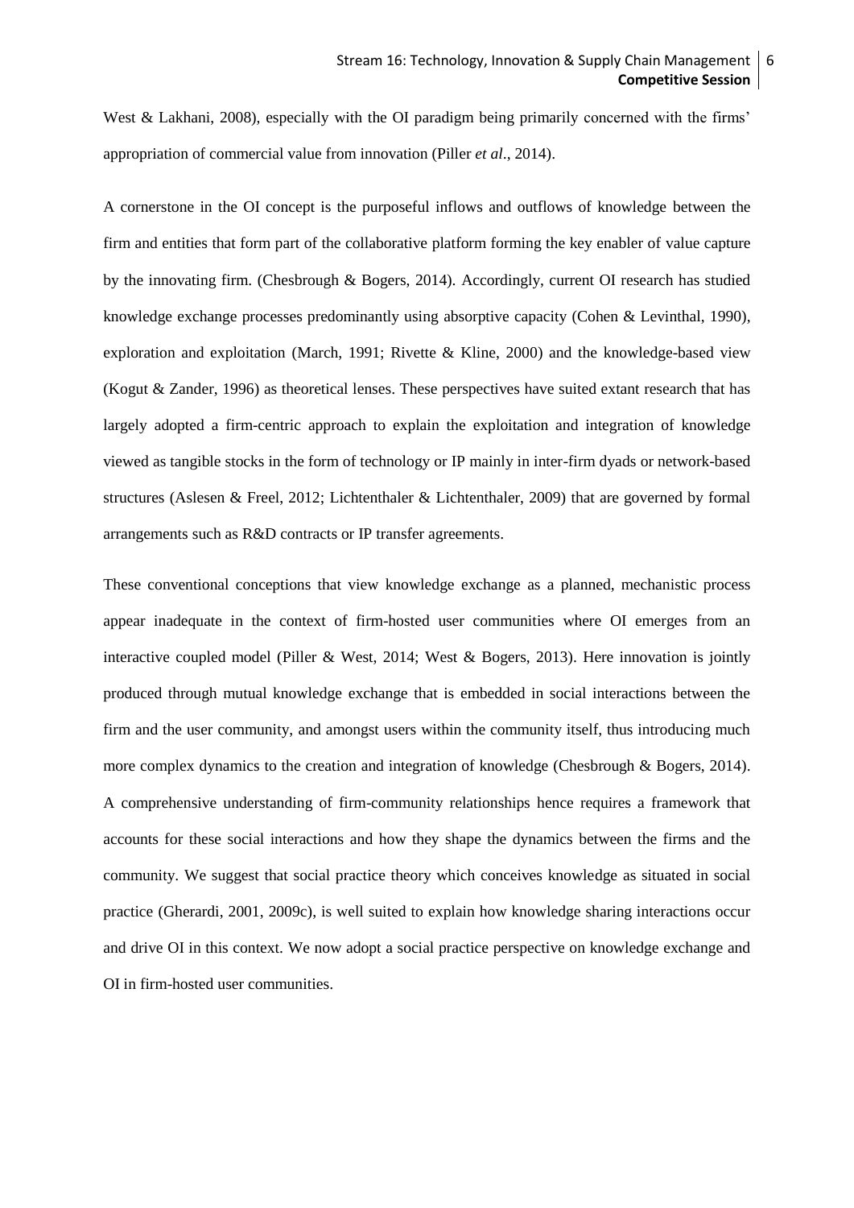West & Lakhani, 2008), especially with the OI paradigm being primarily concerned with the firms' appropriation of commercial value from innovation (Piller *et al*., 2014).

A cornerstone in the OI concept is the purposeful inflows and outflows of knowledge between the firm and entities that form part of the collaborative platform forming the key enabler of value capture by the innovating firm. (Chesbrough & Bogers, 2014). Accordingly, current OI research has studied knowledge exchange processes predominantly using absorptive capacity (Cohen & Levinthal, 1990), exploration and exploitation (March, 1991; Rivette & Kline, 2000) and the knowledge-based view (Kogut & Zander, 1996) as theoretical lenses. These perspectives have suited extant research that has largely adopted a firm-centric approach to explain the exploitation and integration of knowledge viewed as tangible stocks in the form of technology or IP mainly in inter-firm dyads or network-based structures (Aslesen & Freel, 2012; Lichtenthaler & Lichtenthaler, 2009) that are governed by formal arrangements such as R&D contracts or IP transfer agreements.

These conventional conceptions that view knowledge exchange as a planned, mechanistic process appear inadequate in the context of firm-hosted user communities where OI emerges from an interactive coupled model (Piller & West, 2014; West & Bogers, 2013). Here innovation is jointly produced through mutual knowledge exchange that is embedded in social interactions between the firm and the user community, and amongst users within the community itself, thus introducing much more complex dynamics to the creation and integration of knowledge (Chesbrough & Bogers, 2014). A comprehensive understanding of firm-community relationships hence requires a framework that accounts for these social interactions and how they shape the dynamics between the firms and the community. We suggest that social practice theory which conceives knowledge as situated in social practice (Gherardi, 2001, 2009c), is well suited to explain how knowledge sharing interactions occur and drive OI in this context. We now adopt a social practice perspective on knowledge exchange and OI in firm-hosted user communities.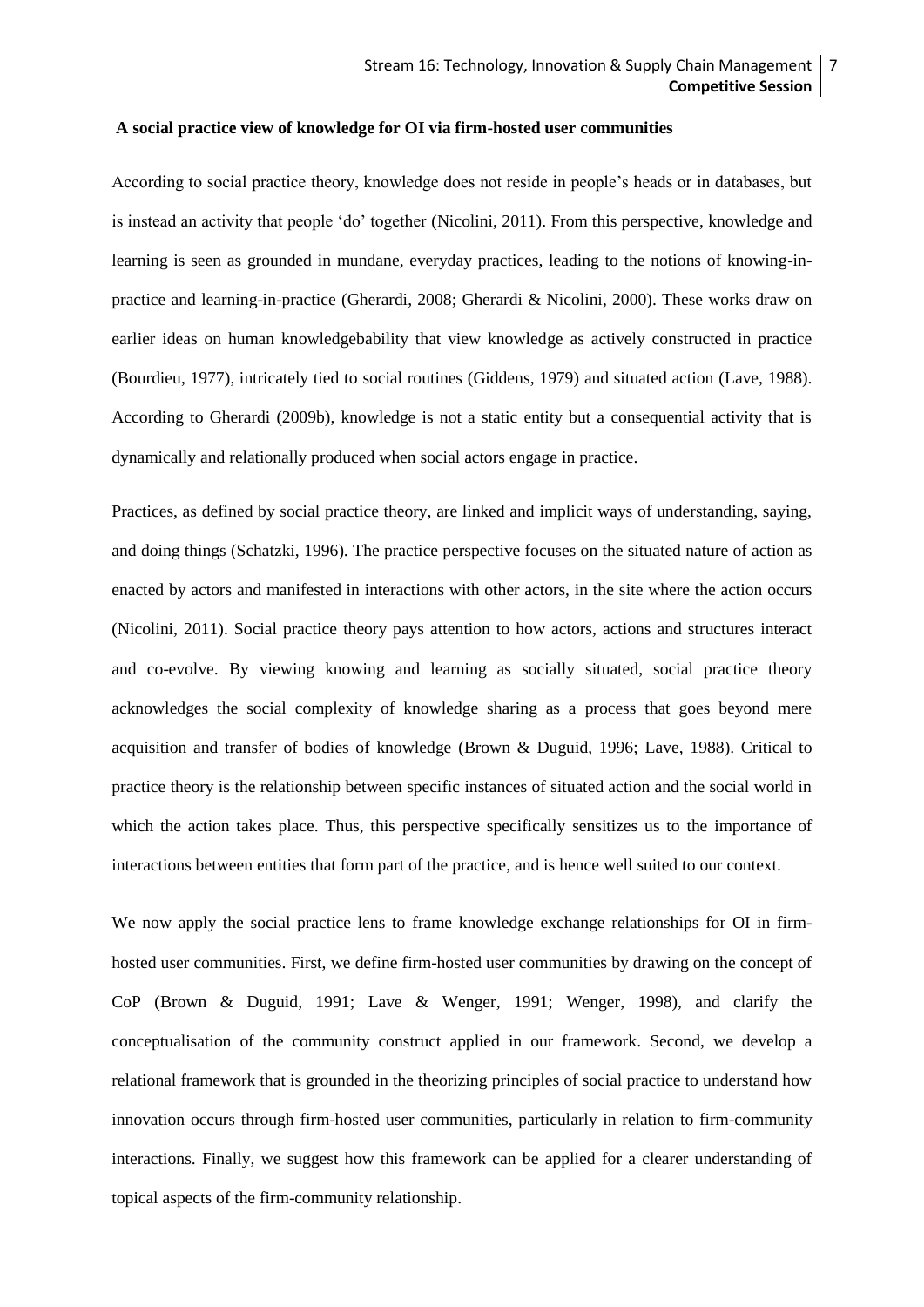**A social practice view of knowledge for OI via firm-hosted user communities**

According to social practice theory, knowledge does not reside in people's heads or in databases, but is instead an activity that people 'do' together (Nicolini, 2011). From this perspective, knowledge and learning is seen as grounded in mundane, everyday practices, leading to the notions of knowing-in-practice and learning-in-practice (Gherardi, 2008; Gherardi & Nicolini, 2000). These works draw on earlier ideas on human knowledgebability that view knowledge as actively constructed in practice (Bourdieu, 1977), intricately tied to social routines (Giddens, 1979) and situated action (Lave, 1988). According to Gherardi (2009b), knowledge is not a static entity but a consequential activity that is dynamically and relationally produced when social actors engage in practice.

Practices, as defined by social practice theory, are linked and implicit ways of understanding, saying, and doing things (Schatzki, 1996). The practice perspective focuses on the situated nature of action as enacted by actors and manifested in interactions with other actors, in the site where the action occurs (Nicolini, 2011). Social practice theory pays attention to how actors, actions and structures interact and co-evolve. By viewing knowing and learning as socially situated, social practice theory acknowledges the social complexity of knowledge sharing as a process that goes beyond mere acquisition and transfer of bodies of knowledge (Brown & Duguid, 1996; Lave, 1988). Critical to practice theory is the relationship between specific instances of situated action and the social world in which the action takes place. Thus, this perspective specifically sensitizes us to the importance of interactions between entities that form part of the practice, and is hence well suited to our context.

We now apply the social practice lens to frame knowledge exchange relationships for OI in firm-hosted user communities. First, we define firm-hosted user communities by drawing on the concept of CoP (Brown & Duguid, 1991; Lave & Wenger, 1991; Wenger, 1998), and clarify the conceptualisation of the community construct applied in our framework. Second, we develop a relational framework that is grounded in the theorizing principles of social practice to understand how innovation occurs through firm-hosted user communities, particularly in relation to firm-community interactions. Finally, we suggest how this framework can be applied for a clearer understanding of topical aspects of the firm-community relationship.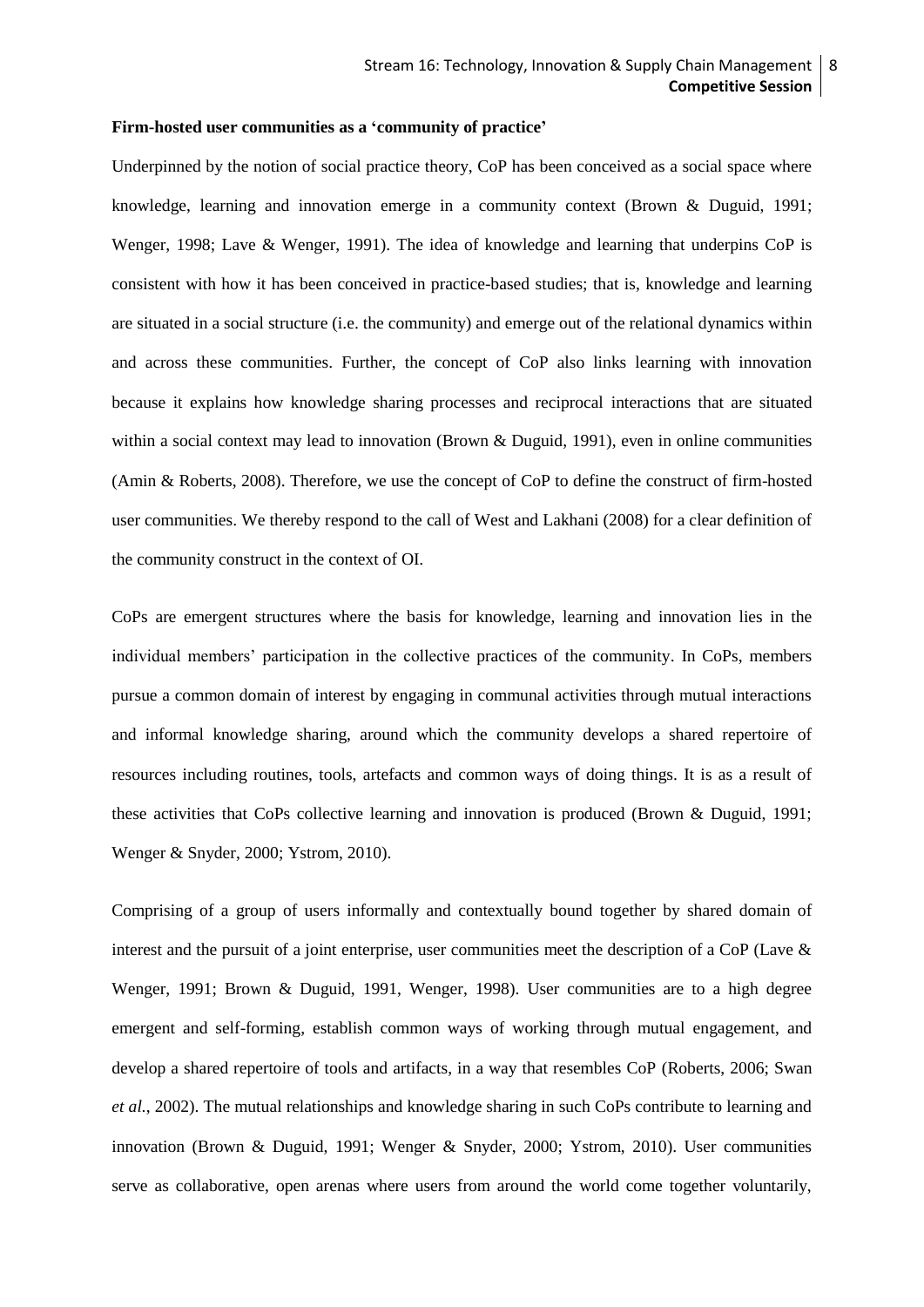**Firm-hosted user communities as a 'community of practice'**

Underpinned by the notion of social practice theory, CoP has been conceived as a social space where knowledge, learning and innovation emerge in a community context (Brown & Duguid, 1991; Wenger, 1998; Lave & Wenger, 1991). The idea of knowledge and learning that underpins CoP is consistent with how it has been conceived in practice-based studies; that is, knowledge and learning are situated in a social structure (i.e. the community) and emerge out of the relational dynamics within and across these communities. Further, the concept of CoP also links learning with innovation because it explains how knowledge sharing processes and reciprocal interactions that are situated within a social context may lead to innovation (Brown & Duguid, 1991), even in online communities (Amin & Roberts, 2008). Therefore, we use the concept of CoP to define the construct of firm-hosted user communities. We thereby respond to the call of West and Lakhani (2008) for a clear definition of the community construct in the context of OI.

CoPs are emergent structures where the basis for knowledge, learning and innovation lies in the individual members' participation in the collective practices of the community. In CoPs, members pursue a common domain of interest by engaging in communal activities through mutual interactions and informal knowledge sharing, around which the community develops a shared repertoire of resources including routines, tools, artefacts and common ways of doing things. It is as a result of these activities that CoPs collective learning and innovation is produced (Brown & Duguid, 1991; Wenger & Snyder, 2000; Ystrom, 2010).

Comprising of a group of users informally and contextually bound together by shared domain of interest and the pursuit of a joint enterprise, user communities meet the description of a CoP (Lave & Wenger, 1991; Brown & Duguid, 1991, Wenger, 1998). User communities are to a high degree emergent and self-forming, establish common ways of working through mutual engagement, and develop a shared repertoire of tools and artifacts, in a way that resembles CoP (Roberts, 2006; Swan *et al.*, 2002). The mutual relationships and knowledge sharing in such CoPs contribute to learning and innovation (Brown & Duguid, 1991; Wenger & Snyder, 2000; Ystrom, 2010). User communities serve as collaborative, open arenas where users from around the world come together voluntarily,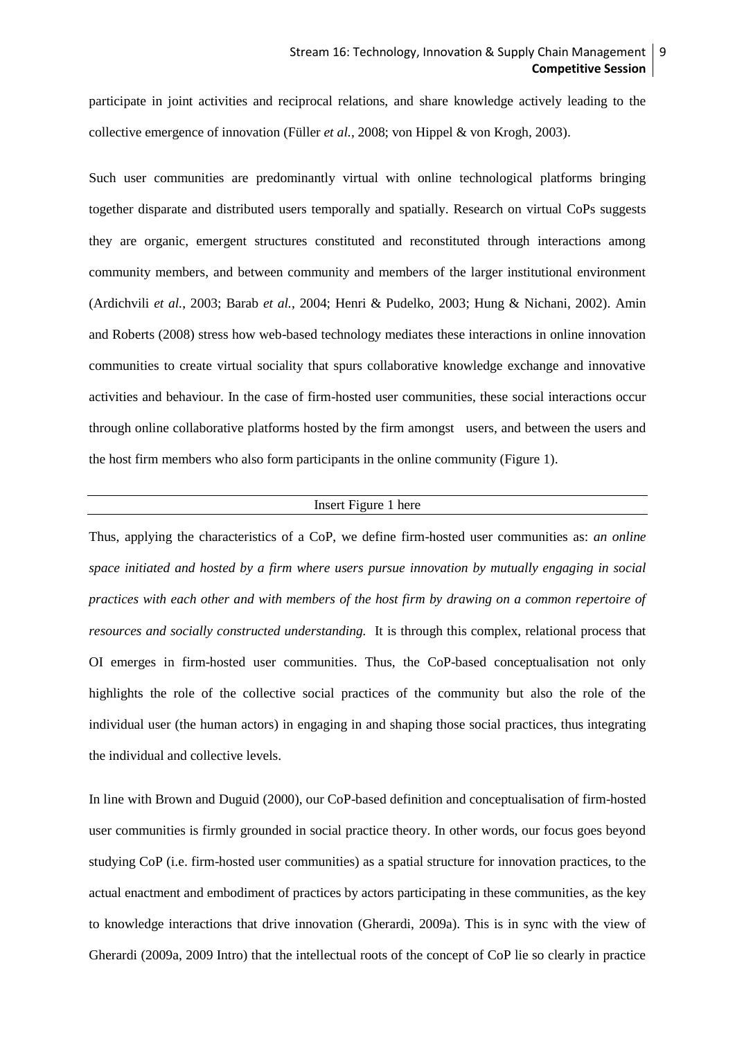participate in joint activities and reciprocal relations, and share knowledge actively leading to the collective emergence of innovation (Füller *et al.*, 2008; von Hippel & von Krogh, 2003).

Such user communities are predominantly virtual with online technological platforms bringing together disparate and distributed users temporally and spatially. Research on virtual CoPs suggests they are organic, emergent structures constituted and reconstituted through interactions among community members, and between community and members of the larger institutional environment (Ardichvili *et al.*, 2003; Barab *et al.*, 2004; Henri & Pudelko, 2003; Hung & Nichani, 2002). Amin and Roberts (2008) stress how web-based technology mediates these interactions in online innovation communities to create virtual sociality that spurs collaborative knowledge exchange and innovative activities and behaviour. In the case of firm-hosted user communities, these social interactions occur through online collaborative platforms hosted by the firm amongst users, and between the users and the host firm members who also form participants in the online community (Figure 1).

---

Insert Figure 1 here

---

Thus, applying the characteristics of a CoP, we define firm-hosted user communities as: *an online space initiated and hosted by a firm where users pursue innovation by mutually engaging in social practices with each other and with members of the host firm by drawing on a common repertoire of resources and socially constructed understanding.* It is through this complex, relational process that OI emerges in firm-hosted user communities. Thus, the CoP-based conceptualisation not only highlights the role of the collective social practices of the community but also the role of the individual user (the human actors) in engaging in and shaping those social practices, thus integrating the individual and collective levels.

In line with Brown and Duguid (2000), our CoP-based definition and conceptualisation of firm-hosted user communities is firmly grounded in social practice theory. In other words, our focus goes beyond studying CoP (i.e. firm-hosted user communities) as a spatial structure for innovation practices, to the actual enactment and embodiment of practices by actors participating in these communities, as the key to knowledge interactions that drive innovation (Gherardi, 2009a). This is in sync with the view of Gherardi (2009a, 2009 Intro) that the intellectual roots of the concept of CoP lie so clearly in practice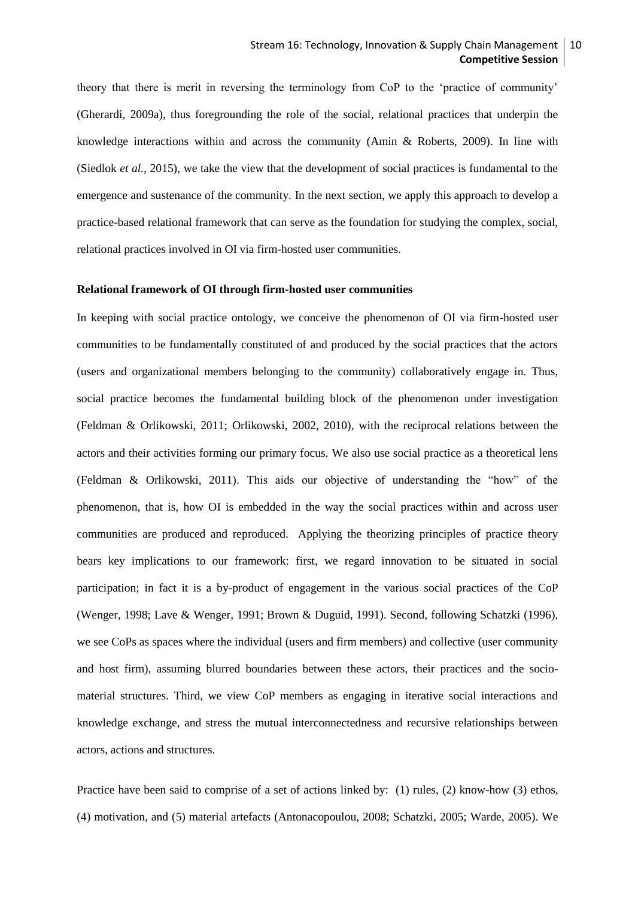theory that there is merit in reversing the terminology from CoP to the 'practice of community' (Gherardi, 2009a), thus foregrounding the role of the social, relational practices that underpin the knowledge interactions within and across the community (Amin & Roberts, 2009). In line with (Siedlok *et al.*, 2015), we take the view that the development of social practices is fundamental to the emergence and sustenance of the community. In the next section, we apply this approach to develop a practice-based relational framework that can serve as the foundation for studying the complex, social, relational practices involved in OI via firm-hosted user communities.

**Relational framework of OI through firm-hosted user communities**

In keeping with social practice ontology, we conceive the phenomenon of OI via firm-hosted user communities to be fundamentally constituted of and produced by the social practices that the actors (users and organizational members belonging to the community) collaboratively engage in. Thus, social practice becomes the fundamental building block of the phenomenon under investigation (Feldman & Orlikowski, 2011; Orlikowski, 2002, 2010), with the reciprocal relations between the actors and their activities forming our primary focus. We also use social practice as a theoretical lens (Feldman & Orlikowski, 2011). This aids our objective of understanding the "how" of the phenomenon, that is, how OI is embedded in the way the social practices within and across user communities are produced and reproduced. Applying the theorizing principles of practice theory bears key implications to our framework: first, we regard innovation to be situated in social participation; in fact it is a by-product of engagement in the various social practices of the CoP (Wenger, 1998; Lave & Wenger, 1991; Brown & Duguid, 1991). Second, following Schatzki (1996), we see CoPs as spaces where the individual (users and firm members) and collective (user community and host firm), assuming blurred boundaries between these actors, their practices and the socio-material structures. Third, we view CoP members as engaging in iterative social interactions and knowledge exchange, and stress the mutual interconnectedness and recursive relationships between actors, actions and structures.

Practice have been said to comprise of a set of actions linked by: (1) rules, (2) know-how (3) ethos, (4) motivation, and (5) material artefacts (Antonacopoulou, 2008; Schatzki, 2005; Warde, 2005). We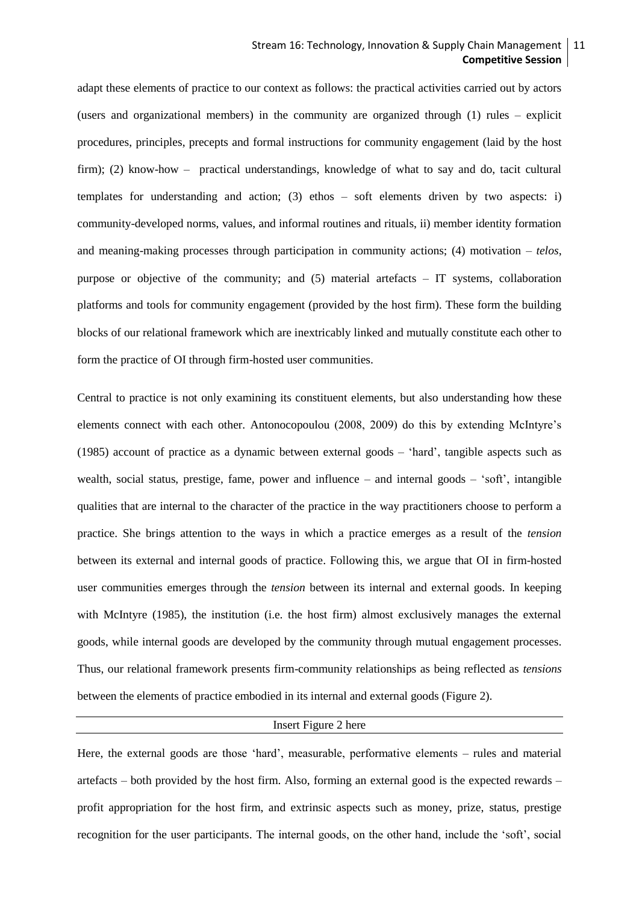adapt these elements of practice to our context as follows: the practical activities carried out by actors (users and organizational members) in the community are organized through (1) rules – explicit procedures, principles, precepts and formal instructions for community engagement (laid by the host firm); (2) know-how – practical understandings, knowledge of what to say and do, tacit cultural templates for understanding and action; (3) ethos – soft elements driven by two aspects: i) community-developed norms, values, and informal routines and rituals, ii) member identity formation and meaning-making processes through participation in community actions; (4) motivation – *telos*, purpose or objective of the community; and (5) material artefacts – IT systems, collaboration platforms and tools for community engagement (provided by the host firm). These form the building blocks of our relational framework which are inextricably linked and mutually constitute each other to form the practice of OI through firm-hosted user communities.

Central to practice is not only examining its constituent elements, but also understanding how these elements connect with each other. Antonocopoulou (2008, 2009) do this by extending McIntyre's (1985) account of practice as a dynamic between external goods – 'hard', tangible aspects such as wealth, social status, prestige, fame, power and influence – and internal goods – 'soft', intangible qualities that are internal to the character of the practice in the way practitioners choose to perform a practice. She brings attention to the ways in which a practice emerges as a result of the *tension* between its external and internal goods of practice. Following this, we argue that OI in firm-hosted user communities emerges through the *tension* between its internal and external goods. In keeping with McIntyre (1985), the institution (i.e. the host firm) almost exclusively manages the external goods, while internal goods are developed by the community through mutual engagement processes. Thus, our relational framework presents firm-community relationships as being reflected as *tensions* between the elements of practice embodied in its internal and external goods (Figure 2).

Insert Figure 2 here

Here, the external goods are those 'hard', measurable, performative elements – rules and material artefacts – both provided by the host firm. Also, forming an external good is the expected rewards – profit appropriation for the host firm, and extrinsic aspects such as money, prize, status, prestige recognition for the user participants. The internal goods, on the other hand, include the 'soft', social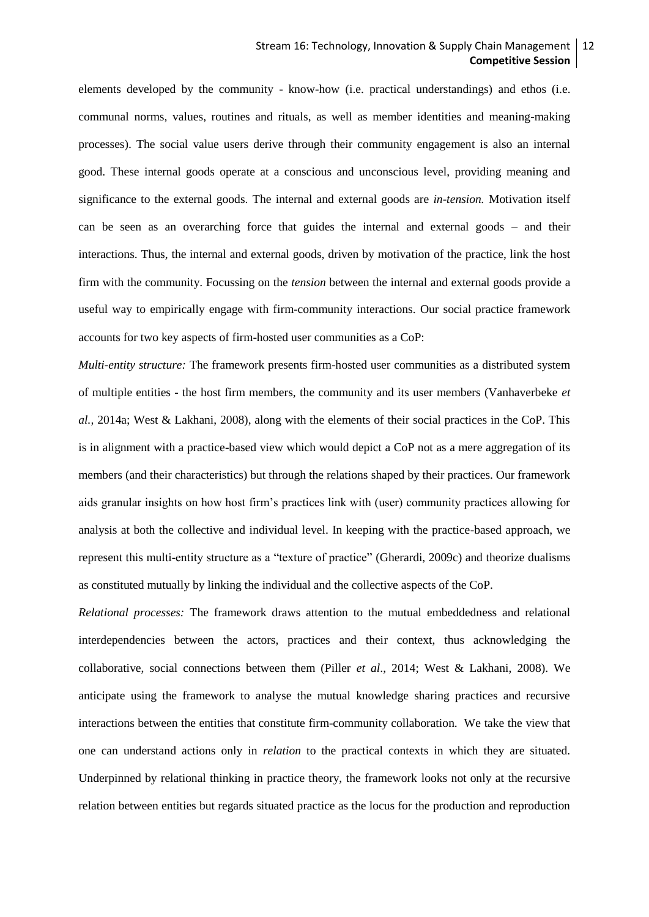elements developed by the community - know-how (i.e. practical understandings) and ethos (i.e. communal norms, values, routines and rituals, as well as member identities and meaning-making processes). The social value users derive through their community engagement is also an internal good. These internal goods operate at a conscious and unconscious level, providing meaning and significance to the external goods. The internal and external goods are *in-tension.* Motivation itself can be seen as an overarching force that guides the internal and external goods – and their interactions. Thus, the internal and external goods, driven by motivation of the practice, link the host firm with the community. Focussing on the *tension* between the internal and external goods provide a useful way to empirically engage with firm-community interactions. Our social practice framework accounts for two key aspects of firm-hosted user communities as a CoP:

*Multi-entity structure:* The framework presents firm-hosted user communities as a distributed system of multiple entities - the host firm members, the community and its user members (Vanhaverbeke *et al.*, 2014a; West & Lakhani, 2008), along with the elements of their social practices in the CoP. This is in alignment with a practice-based view which would depict a CoP not as a mere aggregation of its members (and their characteristics) but through the relations shaped by their practices. Our framework aids granular insights on how host firm's practices link with (user) community practices allowing for analysis at both the collective and individual level. In keeping with the practice-based approach, we represent this multi-entity structure as a "texture of practice" (Gherardi, 2009c) and theorize dualisms as constituted mutually by linking the individual and the collective aspects of the CoP.

*Relational processes:* The framework draws attention to the mutual embeddedness and relational interdependencies between the actors, practices and their context, thus acknowledging the collaborative, social connections between them (Piller *et al*., 2014; West & Lakhani, 2008). We anticipate using the framework to analyse the mutual knowledge sharing practices and recursive interactions between the entities that constitute firm-community collaboration. We take the view that one can understand actions only in *relation* to the practical contexts in which they are situated. Underpinned by relational thinking in practice theory, the framework looks not only at the recursive relation between entities but regards situated practice as the locus for the production and reproduction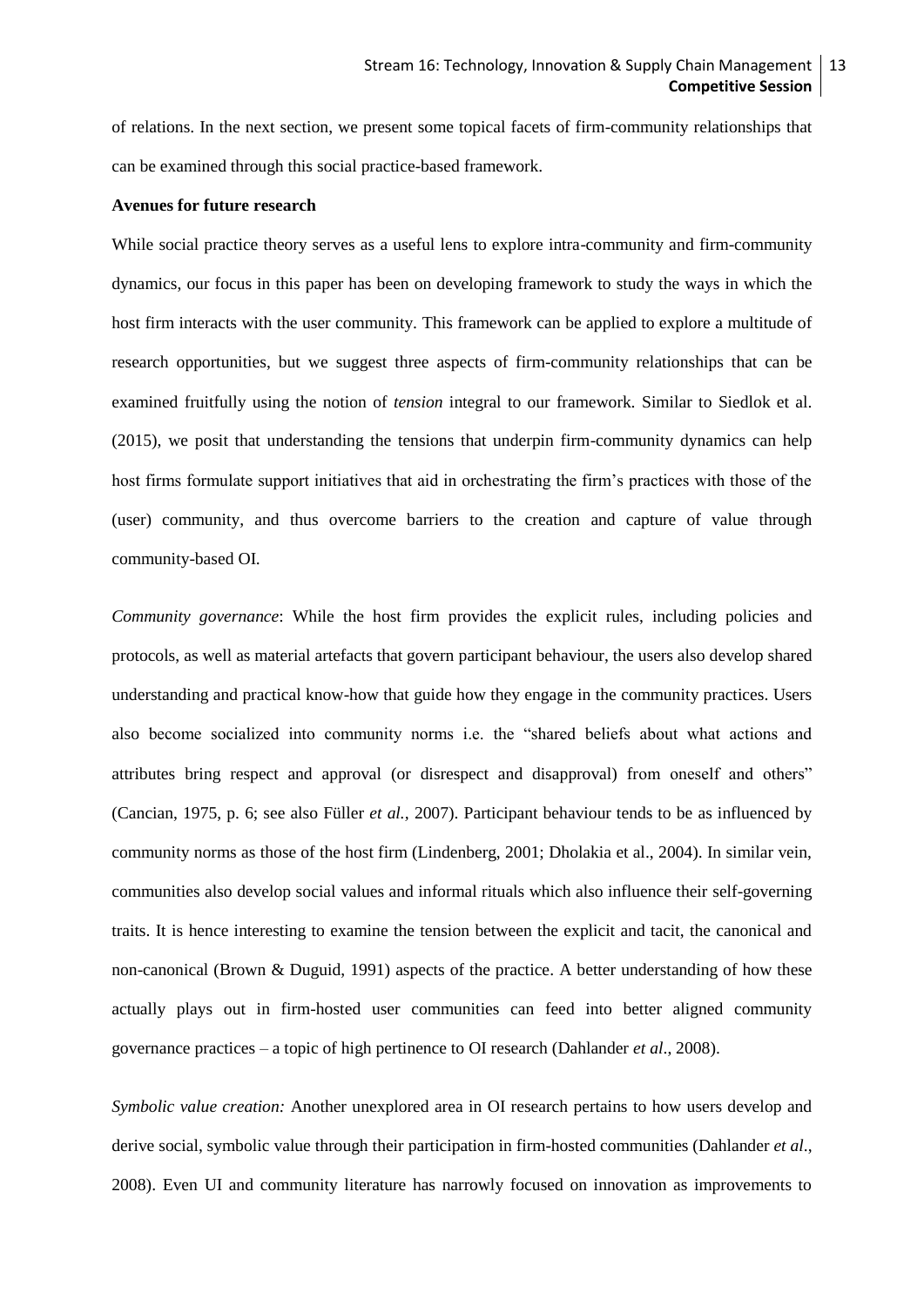of relations. In the next section, we present some topical facets of firm-community relationships that can be examined through this social practice-based framework.

**Avenues for future research**

While social practice theory serves as a useful lens to explore intra-community and firm-community dynamics, our focus in this paper has been on developing framework to study the ways in which the host firm interacts with the user community. This framework can be applied to explore a multitude of research opportunities, but we suggest three aspects of firm-community relationships that can be examined fruitfully using the notion of *tension* integral to our framework. Similar to Siedlok et al. (2015), we posit that understanding the tensions that underpin firm-community dynamics can help host firms formulate support initiatives that aid in orchestrating the firm's practices with those of the (user) community, and thus overcome barriers to the creation and capture of value through community-based OI.

*Community governance*: While the host firm provides the explicit rules, including policies and protocols, as well as material artefacts that govern participant behaviour, the users also develop shared understanding and practical know-how that guide how they engage in the community practices. Users also become socialized into community norms i.e. the "shared beliefs about what actions and attributes bring respect and approval (or disrespect and disapproval) from oneself and others" (Cancian, 1975, p. 6; see also Füller *et al.*, 2007). Participant behaviour tends to be as influenced by community norms as those of the host firm (Lindenberg, 2001; Dholakia et al., 2004). In similar vein, communities also develop social values and informal rituals which also influence their self-governing traits. It is hence interesting to examine the tension between the explicit and tacit, the canonical and non-canonical (Brown & Duguid, 1991) aspects of the practice. A better understanding of how these actually plays out in firm-hosted user communities can feed into better aligned community governance practices – a topic of high pertinence to OI research (Dahlander *et al*., 2008).

*Symbolic value creation:* Another unexplored area in OI research pertains to how users develop and derive social, symbolic value through their participation in firm-hosted communities (Dahlander *et al*., 2008). Even UI and community literature has narrowly focused on innovation as improvements to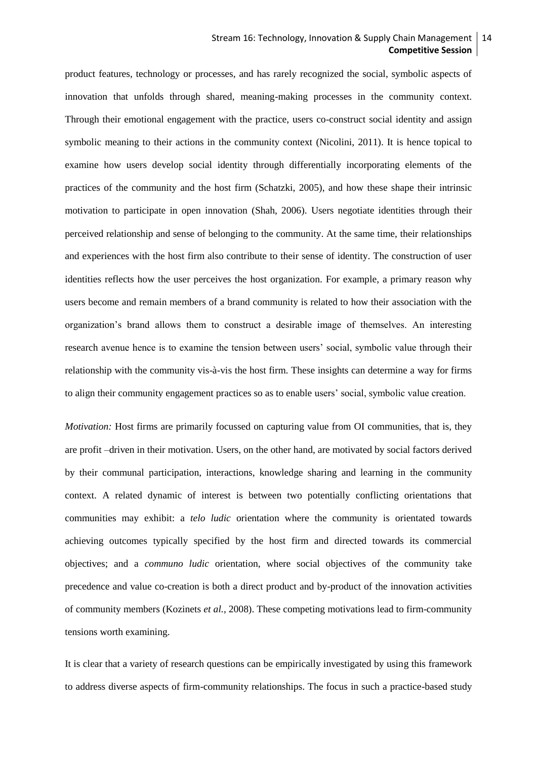product features, technology or processes, and has rarely recognized the social, symbolic aspects of innovation that unfolds through shared, meaning-making processes in the community context. Through their emotional engagement with the practice, users co-construct social identity and assign symbolic meaning to their actions in the community context (Nicolini, 2011). It is hence topical to examine how users develop social identity through differentially incorporating elements of the practices of the community and the host firm (Schatzki, 2005), and how these shape their intrinsic motivation to participate in open innovation (Shah, 2006). Users negotiate identities through their perceived relationship and sense of belonging to the community. At the same time, their relationships and experiences with the host firm also contribute to their sense of identity. The construction of user identities reflects how the user perceives the host organization. For example, a primary reason why users become and remain members of a brand community is related to how their association with the organization's brand allows them to construct a desirable image of themselves. An interesting research avenue hence is to examine the tension between users' social, symbolic value through their relationship with the community vis-à-vis the host firm. These insights can determine a way for firms to align their community engagement practices so as to enable users' social, symbolic value creation.

*Motivation:* Host firms are primarily focussed on capturing value from OI communities, that is, they are profit –driven in their motivation. Users, on the other hand, are motivated by social factors derived by their communal participation, interactions, knowledge sharing and learning in the community context. A related dynamic of interest is between two potentially conflicting orientations that communities may exhibit: a *telo ludic* orientation where the community is orientated towards achieving outcomes typically specified by the host firm and directed towards its commercial objectives; and a *communo ludic* orientation, where social objectives of the community take precedence and value co-creation is both a direct product and by-product of the innovation activities of community members (Kozinets *et al.*, 2008). These competing motivations lead to firm-community tensions worth examining.

It is clear that a variety of research questions can be empirically investigated by using this framework to address diverse aspects of firm-community relationships. The focus in such a practice-based study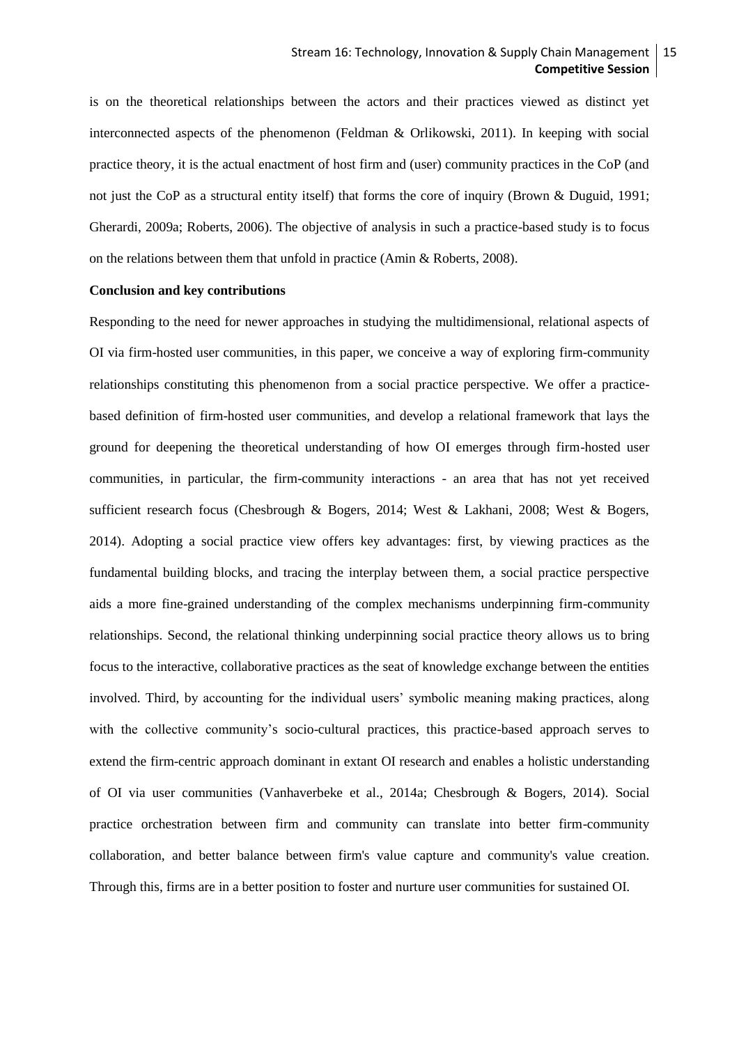is on the theoretical relationships between the actors and their practices viewed as distinct yet interconnected aspects of the phenomenon (Feldman & Orlikowski, 2011). In keeping with social practice theory, it is the actual enactment of host firm and (user) community practices in the CoP (and not just the CoP as a structural entity itself) that forms the core of inquiry (Brown & Duguid, 1991; Gherardi, 2009a; Roberts, 2006). The objective of analysis in such a practice-based study is to focus on the relations between them that unfold in practice (Amin & Roberts, 2008).

**Conclusion and key contributions**

Responding to the need for newer approaches in studying the multidimensional, relational aspects of OI via firm-hosted user communities, in this paper, we conceive a way of exploring firm-community relationships constituting this phenomenon from a social practice perspective. We offer a practice-based definition of firm-hosted user communities, and develop a relational framework that lays the ground for deepening the theoretical understanding of how OI emerges through firm-hosted user communities, in particular, the firm-community interactions - an area that has not yet received sufficient research focus (Chesbrough & Bogers, 2014; West & Lakhani, 2008; West & Bogers, 2014). Adopting a social practice view offers key advantages: first, by viewing practices as the fundamental building blocks, and tracing the interplay between them, a social practice perspective aids a more fine-grained understanding of the complex mechanisms underpinning firm-community relationships. Second, the relational thinking underpinning social practice theory allows us to bring focus to the interactive, collaborative practices as the seat of knowledge exchange between the entities involved. Third, by accounting for the individual users' symbolic meaning making practices, along with the collective community's socio-cultural practices, this practice-based approach serves to extend the firm-centric approach dominant in extant OI research and enables a holistic understanding of OI via user communities (Vanhaverbeke et al., 2014a; Chesbrough & Bogers, 2014). Social practice orchestration between firm and community can translate into better firm-community collaboration, and better balance between firm's value capture and community's value creation. Through this, firms are in a better position to foster and nurture user communities for sustained OI.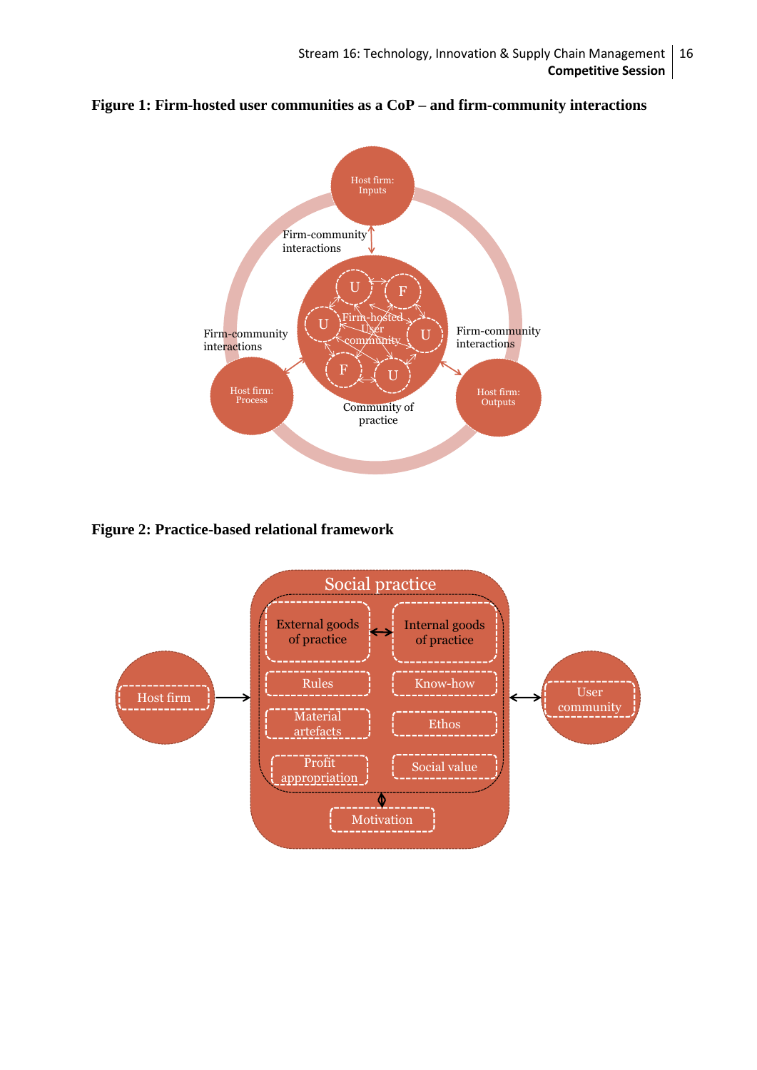**Figure 1: Firm-hosted user communities as a CoP – and firm-community interactions**

Host firm: Inputs

Firm-community interactions

Firm-hosted User community

Firm-community interactions

Firm-community interactions

Host firm: Process

Community of practice

Host firm: Outputs

**Figure 2: Practice-based relational framework**

Host firm

Social practice

External goods of practice

Internal goods of practice

Rules

Know-how

Material artefacts

Ethos

Profit appropriation

Social value

Motivation

User community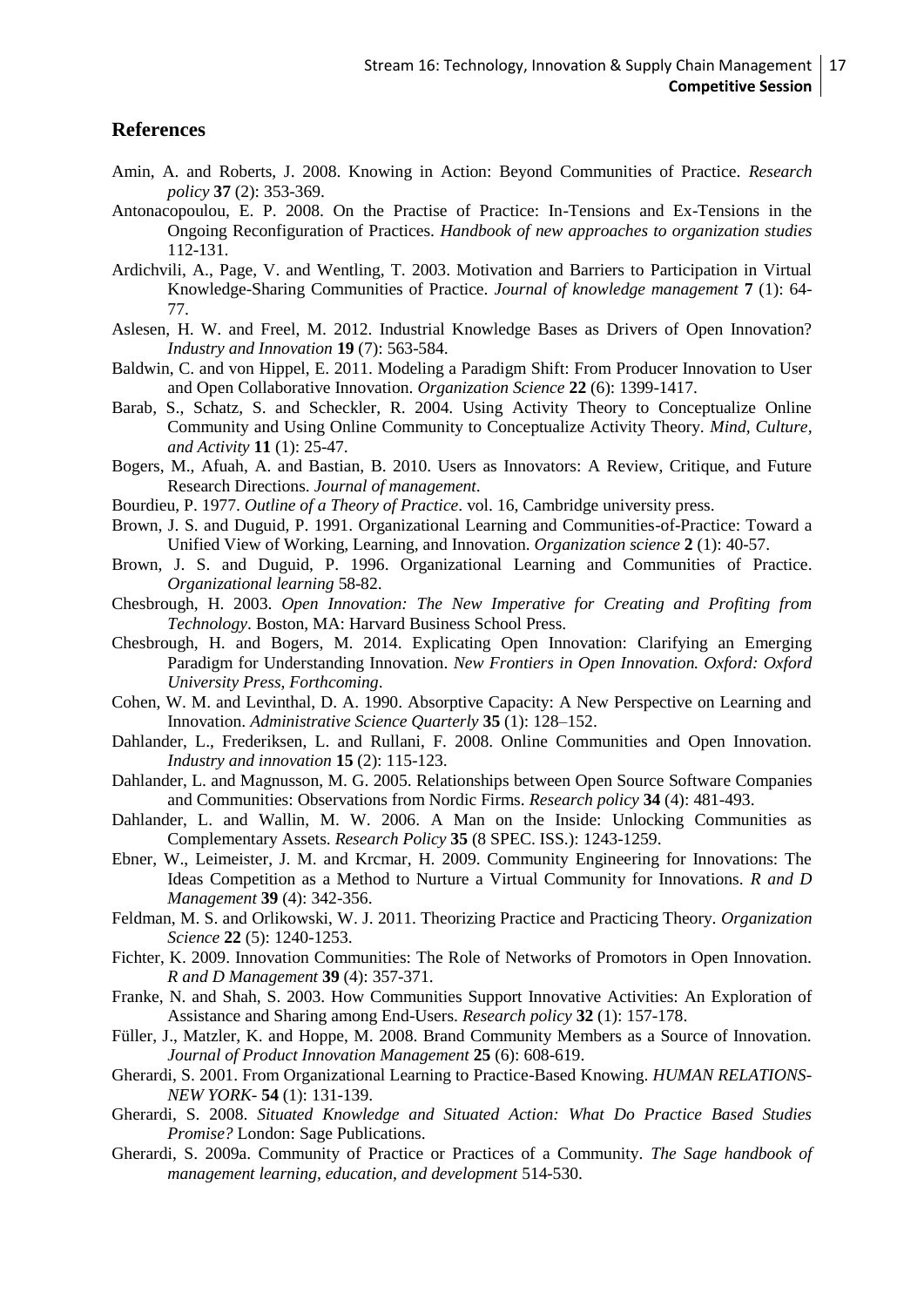## References

Amin, A. and Roberts, J. 2008. Knowing in Action: Beyond Communities of Practice. *Research policy* **37** (2): 353-369.

Antonacopoulou, E. P. 2008. On the Practise of Practice: In-Tensions and Ex-Tensions in the Ongoing Reconfiguration of Practices. *Handbook of new approaches to organization studies* 112-131.

Ardichvili, A., Page, V. and Wentling, T. 2003. Motivation and Barriers to Participation in Virtual Knowledge-Sharing Communities of Practice. *Journal of knowledge management* **7** (1): 64-77.

Aslesen, H. W. and Freel, M. 2012. Industrial Knowledge Bases as Drivers of Open Innovation? *Industry and Innovation* **19** (7): 563-584.

Baldwin, C. and von Hippel, E. 2011. Modeling a Paradigm Shift: From Producer Innovation to User and Open Collaborative Innovation. *Organization Science* **22** (6): 1399-1417.

Barab, S., Schatz, S. and Scheckler, R. 2004. Using Activity Theory to Conceptualize Online Community and Using Online Community to Conceptualize Activity Theory. *Mind, Culture, and Activity* **11** (1): 25-47.

Bogers, M., Afuah, A. and Bastian, B. 2010. Users as Innovators: A Review, Critique, and Future Research Directions. *Journal of management*.

Bourdieu, P. 1977. *Outline of a Theory of Practice*. vol. 16, Cambridge university press.

Brown, J. S. and Duguid, P. 1991. Organizational Learning and Communities-of-Practice: Toward a Unified View of Working, Learning, and Innovation. *Organization science* **2** (1): 40-57.

Brown, J. S. and Duguid, P. 1996. Organizational Learning and Communities of Practice. *Organizational learning* 58-82.

Chesbrough, H. 2003. *Open Innovation: The New Imperative for Creating and Profiting from Technology*. Boston, MA: Harvard Business School Press.

Chesbrough, H. and Bogers, M. 2014. Explicating Open Innovation: Clarifying an Emerging Paradigm for Understanding Innovation. *New Frontiers in Open Innovation. Oxford: Oxford University Press, Forthcoming*.

Cohen, W. M. and Levinthal, D. A. 1990. Absorptive Capacity: A New Perspective on Learning and Innovation. *Administrative Science Quarterly* **35** (1): 128–152.

Dahlander, L., Frederiksen, L. and Rullani, F. 2008. Online Communities and Open Innovation. *Industry and innovation* **15** (2): 115-123.

Dahlander, L. and Magnusson, M. G. 2005. Relationships between Open Source Software Companies and Communities: Observations from Nordic Firms. *Research policy* **34** (4): 481-493.

Dahlander, L. and Wallin, M. W. 2006. A Man on the Inside: Unlocking Communities as Complementary Assets. *Research Policy* **35** (8 SPEC. ISS.): 1243-1259.

Ebner, W., Leimeister, J. M. and Krcmar, H. 2009. Community Engineering for Innovations: The Ideas Competition as a Method to Nurture a Virtual Community for Innovations. *R and D Management* **39** (4): 342-356.

Feldman, M. S. and Orlikowski, W. J. 2011. Theorizing Practice and Practicing Theory. *Organization Science* **22** (5): 1240-1253.

Fichter, K. 2009. Innovation Communities: The Role of Networks of Promotors in Open Innovation. *R and D Management* **39** (4): 357-371.

Franke, N. and Shah, S. 2003. How Communities Support Innovative Activities: An Exploration of Assistance and Sharing among End-Users. *Research policy* **32** (1): 157-178.

Füller, J., Matzler, K. and Hoppe, M. 2008. Brand Community Members as a Source of Innovation. *Journal of Product Innovation Management* **25** (6): 608-619.

Gherardi, S. 2001. From Organizational Learning to Practice-Based Knowing. *HUMAN RELATIONS-NEW YORK-* **54** (1): 131-139.

Gherardi, S. 2008. *Situated Knowledge and Situated Action: What Do Practice Based Studies Promise?* London: Sage Publications.

Gherardi, S. 2009a. Community of Practice or Practices of a Community. *The Sage handbook of management learning, education, and development* 514-530.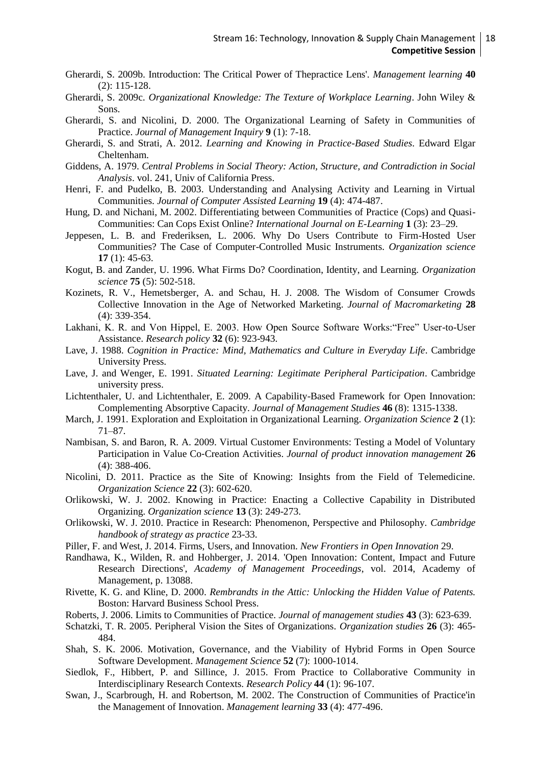Gherardi, S. 2009b. Introduction: The Critical Power of Thepractice Lens'. *Management learning* **40** (2): 115-128.

Gherardi, S. 2009c. *Organizational Knowledge: The Texture of Workplace Learning*. John Wiley & Sons.

Gherardi, S. and Nicolini, D. 2000. The Organizational Learning of Safety in Communities of Practice. *Journal of Management Inquiry* **9** (1): 7-18.

Gherardi, S. and Strati, A. 2012. *Learning and Knowing in Practice-Based Studies*. Edward Elgar Cheltenham.

Giddens, A. 1979. *Central Problems in Social Theory: Action, Structure, and Contradiction in Social Analysis*. vol. 241, Univ of California Press.

Henri, F. and Pudelko, B. 2003. Understanding and Analysing Activity and Learning in Virtual Communities. *Journal of Computer Assisted Learning* **19** (4): 474-487.

Hung, D. and Nichani, M. 2002. Differentiating between Communities of Practice (Cops) and Quasi-Communities: Can Cops Exist Online? *International Journal on E-Learning* **1** (3): 23–29.

Jeppesen, L. B. and Frederiksen, L. 2006. Why Do Users Contribute to Firm-Hosted User Communities? The Case of Computer-Controlled Music Instruments. *Organization science* **17** (1): 45-63.

Kogut, B. and Zander, U. 1996. What Firms Do? Coordination, Identity, and Learning. *Organization science* **75** (5): 502-518.

Kozinets, R. V., Hemetsberger, A. and Schau, H. J. 2008. The Wisdom of Consumer Crowds Collective Innovation in the Age of Networked Marketing. *Journal of Macromarketing* **28** (4): 339-354.

Lakhani, K. R. and Von Hippel, E. 2003. How Open Source Software Works:"Free" User-to-User Assistance. *Research policy* **32** (6): 923-943.

Lave, J. 1988. *Cognition in Practice: Mind, Mathematics and Culture in Everyday Life*. Cambridge University Press.

Lave, J. and Wenger, E. 1991. *Situated Learning: Legitimate Peripheral Participation*. Cambridge university press.

Lichtenthaler, U. and Lichtenthaler, E. 2009. A Capability-Based Framework for Open Innovation: Complementing Absorptive Capacity. *Journal of Management Studies* **46** (8): 1315-1338.

March, J. 1991. Exploration and Exploitation in Organizational Learning. *Organization Science* **2** (1): 71–87.

Nambisan, S. and Baron, R. A. 2009. Virtual Customer Environments: Testing a Model of Voluntary Participation in Value Co-Creation Activities. *Journal of product innovation management* **26** (4): 388-406.

Nicolini, D. 2011. Practice as the Site of Knowing: Insights from the Field of Telemedicine. *Organization Science* **22** (3): 602-620.

Orlikowski, W. J. 2002. Knowing in Practice: Enacting a Collective Capability in Distributed Organizing. *Organization science* **13** (3): 249-273.

Orlikowski, W. J. 2010. Practice in Research: Phenomenon, Perspective and Philosophy. *Cambridge handbook of strategy as practice* 23-33.

Piller, F. and West, J. 2014. Firms, Users, and Innovation. *New Frontiers in Open Innovation* 29.

Randhawa, K., Wilden, R. and Hohberger, J. 2014. 'Open Innovation: Content, Impact and Future Research Directions', *Academy of Management Proceedings*, vol. 2014, Academy of Management, p. 13088.

Rivette, K. G. and Kline, D. 2000. *Rembrandts in the Attic: Unlocking the Hidden Value of Patents.* Boston: Harvard Business School Press.

Roberts, J. 2006. Limits to Communities of Practice. *Journal of management studies* **43** (3): 623-639.

Schatzki, T. R. 2005. Peripheral Vision the Sites of Organizations. *Organization studies* **26** (3): 465-484.

Shah, S. K. 2006. Motivation, Governance, and the Viability of Hybrid Forms in Open Source Software Development. *Management Science* **52** (7): 1000-1014.

Siedlok, F., Hibbert, P. and Sillince, J. 2015. From Practice to Collaborative Community in Interdisciplinary Research Contexts. *Research Policy* **44** (1): 96-107.

Swan, J., Scarbrough, H. and Robertson, M. 2002. The Construction of Communities of Practice'in the Management of Innovation. *Management learning* **33** (4): 477-496.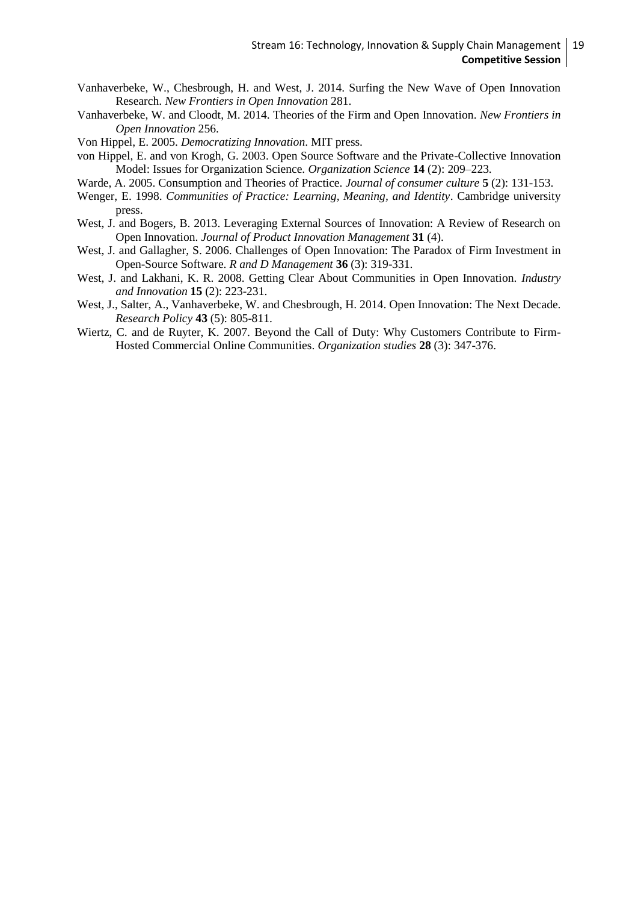Vanhaverbeke, W., Chesbrough, H. and West, J. 2014. Surfing the New Wave of Open Innovation Research. *New Frontiers in Open Innovation* 281.

Vanhaverbeke, W. and Cloodt, M. 2014. Theories of the Firm and Open Innovation. *New Frontiers in Open Innovation* 256.

Von Hippel, E. 2005. *Democratizing Innovation*. MIT press.

von Hippel, E. and von Krogh, G. 2003. Open Source Software and the Private-Collective Innovation Model: Issues for Organization Science. *Organization Science* **14** (2): 209–223.

Warde, A. 2005. Consumption and Theories of Practice. *Journal of consumer culture* **5** (2): 131-153.

Wenger, E. 1998. *Communities of Practice: Learning, Meaning, and Identity*. Cambridge university press.

West, J. and Bogers, B. 2013. Leveraging External Sources of Innovation: A Review of Research on Open Innovation. *Journal of Product Innovation Management* **31** (4).

West, J. and Gallagher, S. 2006. Challenges of Open Innovation: The Paradox of Firm Investment in Open-Source Software. *R and D Management* **36** (3): 319-331.

West, J. and Lakhani, K. R. 2008. Getting Clear About Communities in Open Innovation. *Industry and Innovation* **15** (2): 223-231.

West, J., Salter, A., Vanhaverbeke, W. and Chesbrough, H. 2014. Open Innovation: The Next Decade. *Research Policy* **43** (5): 805-811.

Wiertz, C. and de Ruyter, K. 2007. Beyond the Call of Duty: Why Customers Contribute to Firm-Hosted Commercial Online Communities. *Organization studies* **28** (3): 347-376.